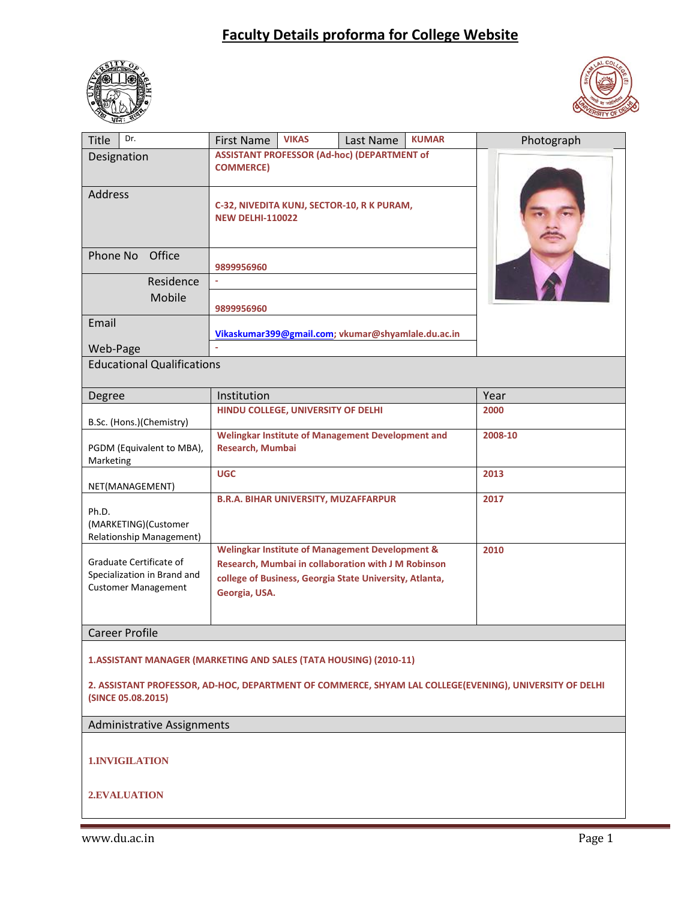# Faculty Details proforma for College Website

| Title | Dr. | First Name | VIKAS | Last Name | KUMAR | Photograph |
|---|---|---|---|---|---|---|
| Designation | ASSISTANT PROFESSOR (Ad-hoc) (DEPARTMENT of COMMERCE) | | | | | |
| Address | C-32, NIVEDITA KUNJ, SECTOR-10, R K PURAM, NEW DELHI-110022 | | | | | |
| Phone No Office | 9899956960 | | | | | |
| Residence | - | | | | | |
| Mobile | 9899956960 | | | | | |
| Email | Vikaskumar399@gmail.com; vkumar@shyamlale.du.ac.in | | | | | |
| Web-Page | - | | | | | |

## Educational Qualifications

| Degree | Institution | Year |
|---|---|---|
| B.Sc. (Hons.)(Chemistry) | HINDU COLLEGE, UNIVERSITY OF DELHI | 2000 |
| PGDM (Equivalent to MBA), Marketing | Welingkar Institute of Management Development and Research, Mumbai | 2008-10 |
| NET(MANAGEMENT) | UGC | 2013 |
| Ph.D. (MARKETING)(Customer Relationship Management) | B.R.A. BIHAR UNIVERSITY, MUZAFFARPUR | 2017 |
| Graduate Certificate of Specialization in Brand and Customer Management | Welingkar Institute of Management Development & Research, Mumbai in collaboration with J M Robinson college of Business, Georgia State University, Atlanta, Georgia, USA. | 2010 |

## Career Profile

1.ASSISTANT MANAGER (MARKETING AND SALES (TATA HOUSING) (2010-11)

2. ASSISTANT PROFESSOR, AD-HOC, DEPARTMENT OF COMMERCE, SHYAM LAL COLLEGE(EVENING), UNIVERSITY OF DELHI (SINCE 05.08.2015)

## Administrative Assignments

1.INVIGILATION

2.EVALUATION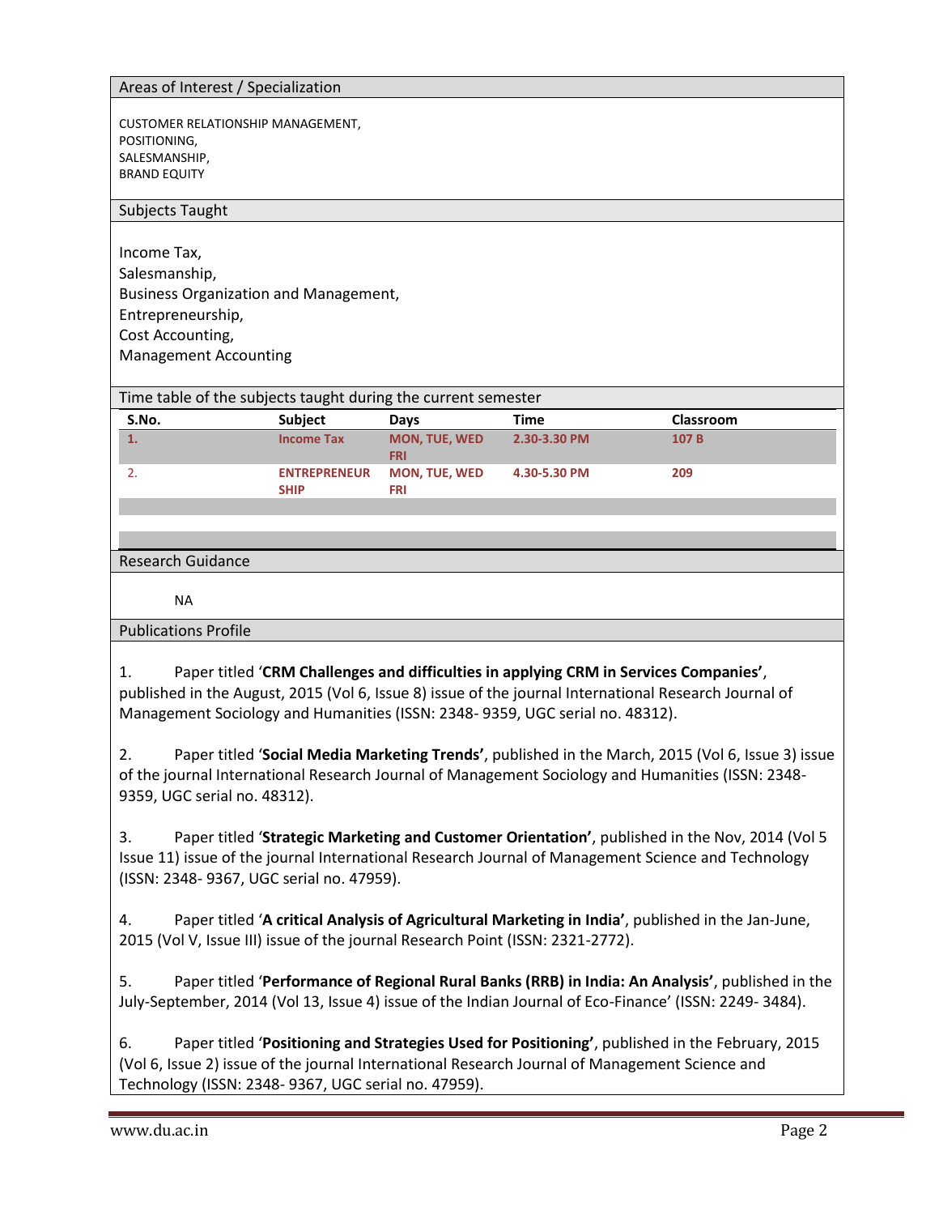## Areas of Interest / Specialization

CUSTOMER RELATIONSHIP MANAGEMENT,
POSITIONING,
SALESMANSHIP,
BRAND EQUITY

## Subjects Taught

Income Tax,
Salesmanship,
Business Organization and Management,
Entrepreneurship,
Cost Accounting,
Management Accounting

## Time table of the subjects taught during the current semester

| S.No. | Subject | Days | Time | Classroom |
|---|---|---|---|---|
| 1. | Income Tax | MON, TUE, WED FRI | 2.30-3.30 PM | 107 B |
| 2. | ENTREPRENEUR SHIP | MON, TUE, WED FRI | 4.30-5.30 PM | 209 |
| | | | | |
| | | | | |

## Research Guidance

NA

## Publications Profile

1. Paper titled '**CRM Challenges and difficulties in applying CRM in Services Companies'**, published in the August, 2015 (Vol 6, Issue 8) issue of the journal International Research Journal of Management Sociology and Humanities (ISSN: 2348- 9359, UGC serial no. 48312).

2. Paper titled '**Social Media Marketing Trends'**, published in the March, 2015 (Vol 6, Issue 3) issue of the journal International Research Journal of Management Sociology and Humanities (ISSN: 2348-9359, UGC serial no. 48312).

3. Paper titled '**Strategic Marketing and Customer Orientation'**, published in the Nov, 2014 (Vol 5 Issue 11) issue of the journal International Research Journal of Management Science and Technology (ISSN: 2348- 9367, UGC serial no. 47959).

4. Paper titled '**A critical Analysis of Agricultural Marketing in India'**, published in the Jan-June, 2015 (Vol V, Issue III) issue of the journal Research Point (ISSN: 2321-2772).

5. Paper titled '**Performance of Regional Rural Banks (RRB) in India: An Analysis'**, published in the July-September, 2014 (Vol 13, Issue 4) issue of the Indian Journal of Eco-Finance' (ISSN: 2249- 3484).

6. Paper titled '**Positioning and Strategies Used for Positioning'**, published in the February, 2015 (Vol 6, Issue 2) issue of the journal International Research Journal of Management Science and Technology (ISSN: 2348- 9367, UGC serial no. 47959).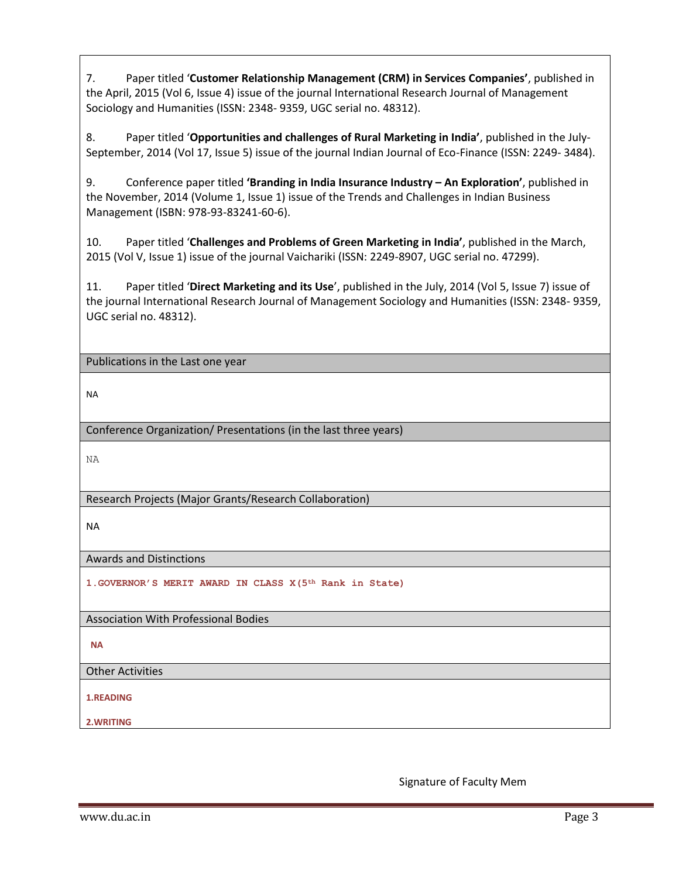7. Paper titled '**Customer Relationship Management (CRM) in Services Companies'**, published in the April, 2015 (Vol 6, Issue 4) issue of the journal International Research Journal of Management Sociology and Humanities (ISSN: 2348- 9359, UGC serial no. 48312).

8. Paper titled '**Opportunities and challenges of Rural Marketing in India'**, published in the July-September, 2014 (Vol 17, Issue 5) issue of the journal Indian Journal of Eco-Finance (ISSN: 2249- 3484).

9. Conference paper titled **'Branding in India Insurance Industry – An Exploration'**, published in the November, 2014 (Volume 1, Issue 1) issue of the Trends and Challenges in Indian Business Management (ISBN: 978-93-83241-60-6).

10. Paper titled '**Challenges and Problems of Green Marketing in India'**, published in the March, 2015 (Vol V, Issue 1) issue of the journal Vaicharikí (ISSN: 2249-8907, UGC serial no. 47299).

11. Paper titled '**Direct Marketing and its Use**', published in the July, 2014 (Vol 5, Issue 7) issue of the journal International Research Journal of Management Sociology and Humanities (ISSN: 2348- 9359, UGC serial no. 48312).

## Publications in the Last one year

NA

## Conference Organization/ Presentations (in the last three years)

NA

## Research Projects (Major Grants/Research Collaboration)

NA

## Awards and Distinctions

**1.GOVERNOR'S MERIT AWARD IN CLASS X(5th Rank in State)**

## Association With Professional Bodies

**NA**

## Other Activities

**1.READING**

**2.WRITING**

Signature of Faculty Mem